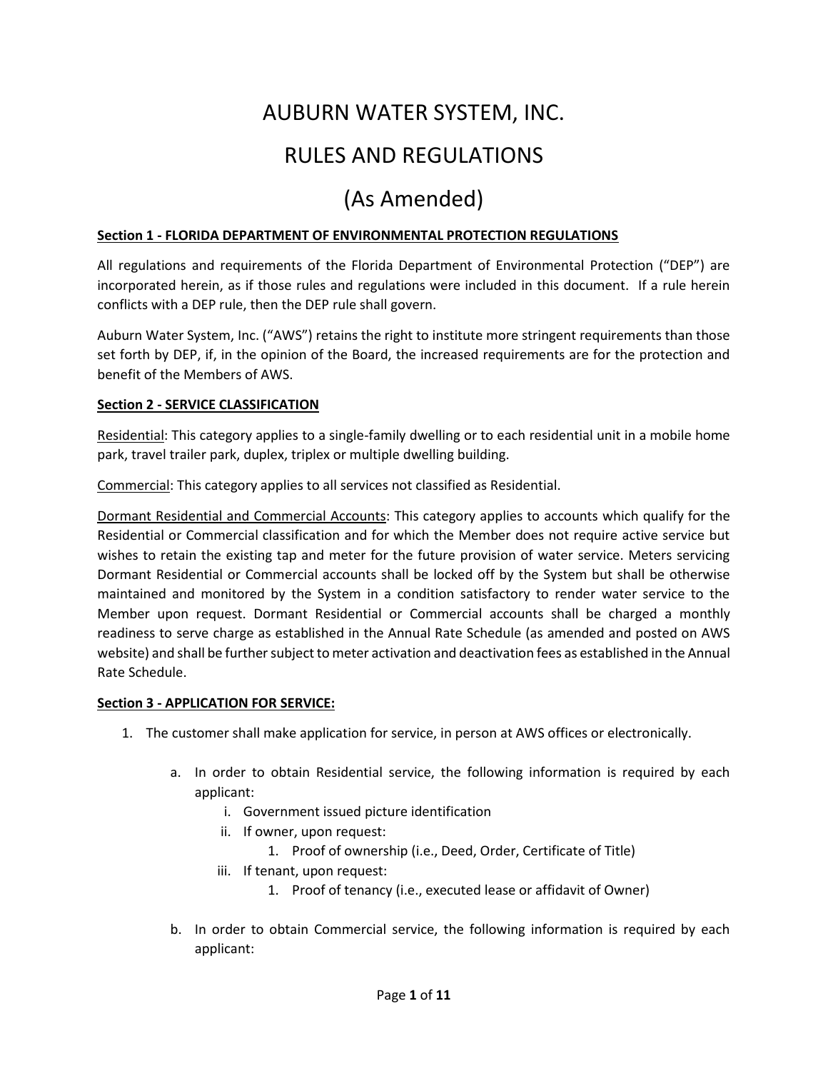# AUBURN WATER SYSTEM, INC.

# RULES AND REGULATIONS

# (As Amended)

**Section 1 - FLORIDA DEPARTMENT OF ENVIRONMENTAL PROTECTION REGULATIONS**

All regulations and requirements of the Florida Department of Environmental Protection ("DEP") are incorporated herein, as if those rules and regulations were included in this document. If a rule herein conflicts with a DEP rule, then the DEP rule shall govern.

Auburn Water System, Inc. ("AWS") retains the right to institute more stringent requirements than those set forth by DEP, if, in the opinion of the Board, the increased requirements are for the protection and benefit of the Members of AWS.

**Section 2 - SERVICE CLASSIFICATION**

Residential: This category applies to a single-family dwelling or to each residential unit in a mobile home park, travel trailer park, duplex, triplex or multiple dwelling building.

Commercial: This category applies to all services not classified as Residential.

Dormant Residential and Commercial Accounts: This category applies to accounts which qualify for the Residential or Commercial classification and for which the Member does not require active service but wishes to retain the existing tap and meter for the future provision of water service. Meters servicing Dormant Residential or Commercial accounts shall be locked off by the System but shall be otherwise maintained and monitored by the System in a condition satisfactory to render water service to the Member upon request. Dormant Residential or Commercial accounts shall be charged a monthly readiness to serve charge as established in the Annual Rate Schedule (as amended and posted on AWS website) and shall be further subject to meter activation and deactivation fees as established in the Annual Rate Schedule.

**Section 3 - APPLICATION FOR SERVICE:**

1. The customer shall make application for service, in person at AWS offices or electronically.
   a. In order to obtain Residential service, the following information is required by each applicant:
      i. Government issued picture identification
      ii. If owner, upon request:
         1. Proof of ownership (i.e., Deed, Order, Certificate of Title)
      iii. If tenant, upon request:
         1. Proof of tenancy (i.e., executed lease or affidavit of Owner)
   b. In order to obtain Commercial service, the following information is required by each applicant: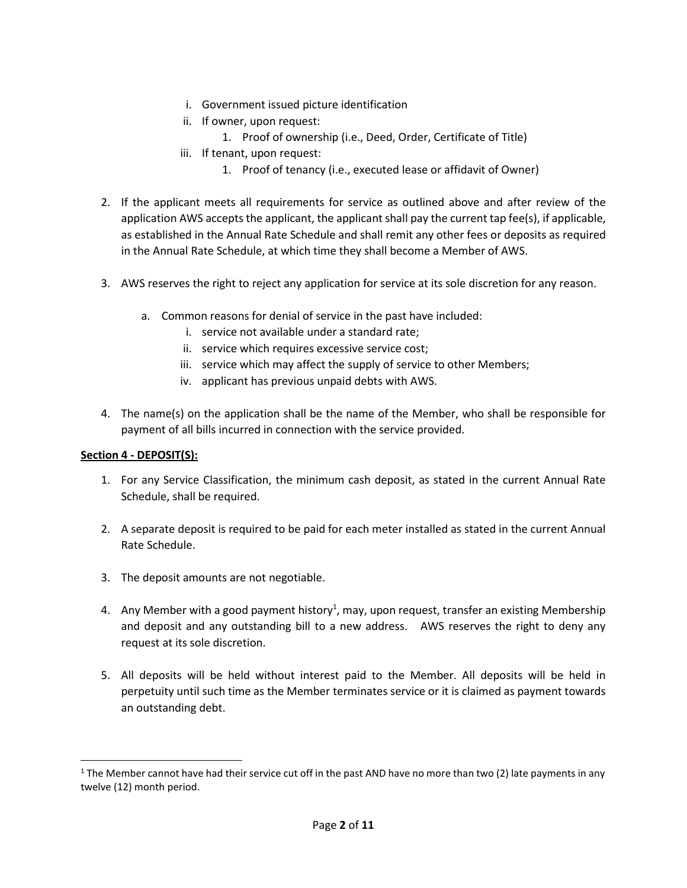i. Government issued picture identification
   ii. If owner, upon request:
      1. Proof of ownership (i.e., Deed, Order, Certificate of Title)
   iii. If tenant, upon request:
      1. Proof of tenancy (i.e., executed lease or affidavit of Owner)

2. If the applicant meets all requirements for service as outlined above and after review of the application AWS accepts the applicant, the applicant shall pay the current tap fee(s), if applicable, as established in the Annual Rate Schedule and shall remit any other fees or deposits as required in the Annual Rate Schedule, at which time they shall become a Member of AWS.

3. AWS reserves the right to reject any application for service at its sole discretion for any reason.

   a. Common reasons for denial of service in the past have included:
      i. service not available under a standard rate;
      ii. service which requires excessive service cost;
      iii. service which may affect the supply of service to other Members;
      iv. applicant has previous unpaid debts with AWS.

4. The name(s) on the application shall be the name of the Member, who shall be responsible for payment of all bills incurred in connection with the service provided.

**<u>Section 4 - DEPOSIT(S):</u>**

1. For any Service Classification, the minimum cash deposit, as stated in the current Annual Rate Schedule, shall be required.

2. A separate deposit is required to be paid for each meter installed as stated in the current Annual Rate Schedule.

3. The deposit amounts are not negotiable.

4. Any Member with a good payment history[1], may, upon request, transfer an existing Membership and deposit and any outstanding bill to a new address. AWS reserves the right to deny any request at its sole discretion.

5. All deposits will be held without interest paid to the Member. All deposits will be held in perpetuity until such time as the Member terminates service or it is claimed as payment towards an outstanding debt.

---

[1] The Member cannot have had their service cut off in the past AND have no more than two (2) late payments in any twelve (12) month period.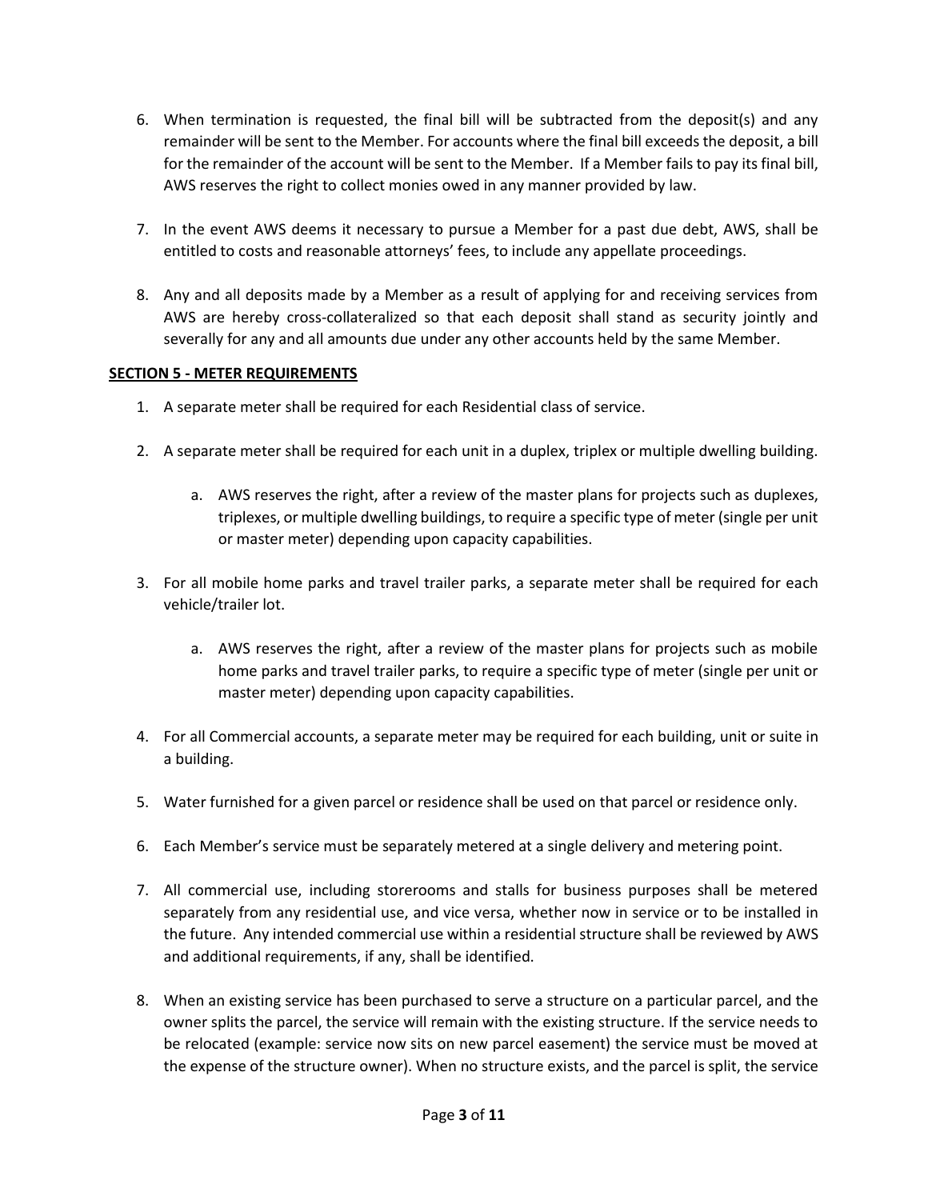6. When termination is requested, the final bill will be subtracted from the deposit(s) and any remainder will be sent to the Member. For accounts where the final bill exceeds the deposit, a bill for the remainder of the account will be sent to the Member. If a Member fails to pay its final bill, AWS reserves the right to collect monies owed in any manner provided by law.

7. In the event AWS deems it necessary to pursue a Member for a past due debt, AWS, shall be entitled to costs and reasonable attorneys' fees, to include any appellate proceedings.

8. Any and all deposits made by a Member as a result of applying for and receiving services from AWS are hereby cross-collateralized so that each deposit shall stand as security jointly and severally for any and all amounts due under any other accounts held by the same Member.

**SECTION 5 - METER REQUIREMENTS**

1. A separate meter shall be required for each Residential class of service.

2. A separate meter shall be required for each unit in a duplex, triplex or multiple dwelling building.

    a. AWS reserves the right, after a review of the master plans for projects such as duplexes, triplexes, or multiple dwelling buildings, to require a specific type of meter (single per unit or master meter) depending upon capacity capabilities.

3. For all mobile home parks and travel trailer parks, a separate meter shall be required for each vehicle/trailer lot.

    a. AWS reserves the right, after a review of the master plans for projects such as mobile home parks and travel trailer parks, to require a specific type of meter (single per unit or master meter) depending upon capacity capabilities.

4. For all Commercial accounts, a separate meter may be required for each building, unit or suite in a building.

5. Water furnished for a given parcel or residence shall be used on that parcel or residence only.

6. Each Member's service must be separately metered at a single delivery and metering point.

7. All commercial use, including storerooms and stalls for business purposes shall be metered separately from any residential use, and vice versa, whether now in service or to be installed in the future. Any intended commercial use within a residential structure shall be reviewed by AWS and additional requirements, if any, shall be identified.

8. When an existing service has been purchased to serve a structure on a particular parcel, and the owner splits the parcel, the service will remain with the existing structure. If the service needs to be relocated (example: service now sits on new parcel easement) the service must be moved at the expense of the structure owner). When no structure exists, and the parcel is split, the service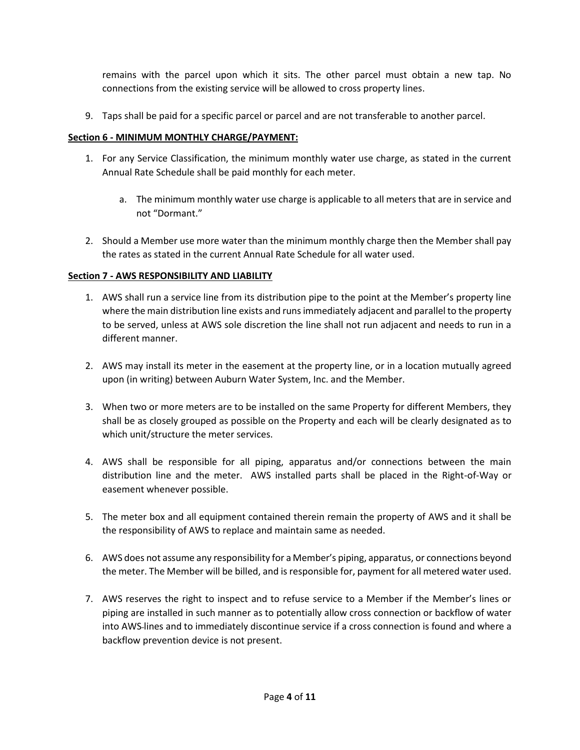remains with the parcel upon which it sits. The other parcel must obtain a new tap. No connections from the existing service will be allowed to cross property lines.

9. Taps shall be paid for a specific parcel or parcel and are not transferable to another parcel.

**Section 6 - MINIMUM MONTHLY CHARGE/PAYMENT:**

1. For any Service Classification, the minimum monthly water use charge, as stated in the current Annual Rate Schedule shall be paid monthly for each meter.

    a. The minimum monthly water use charge is applicable to all meters that are in service and not "Dormant."

2. Should a Member use more water than the minimum monthly charge then the Member shall pay the rates as stated in the current Annual Rate Schedule for all water used.

**Section 7 - AWS RESPONSIBILITY AND LIABILITY**

1. AWS shall run a service line from its distribution pipe to the point at the Member's property line where the main distribution line exists and runs immediately adjacent and parallel to the property to be served, unless at AWS sole discretion the line shall not run adjacent and needs to run in a different manner.

2. AWS may install its meter in the easement at the property line, or in a location mutually agreed upon (in writing) between Auburn Water System, Inc. and the Member.

3. When two or more meters are to be installed on the same Property for different Members, they shall be as closely grouped as possible on the Property and each will be clearly designated as to which unit/structure the meter services.

4. AWS shall be responsible for all piping, apparatus and/or connections between the main distribution line and the meter. AWS installed parts shall be placed in the Right-of-Way or easement whenever possible.

5. The meter box and all equipment contained therein remain the property of AWS and it shall be the responsibility of AWS to replace and maintain same as needed.

6. AWS does not assume any responsibility for a Member's piping, apparatus, or connections beyond the meter. The Member will be billed, and is responsible for, payment for all metered water used.

7. AWS reserves the right to inspect and to refuse service to a Member if the Member's lines or piping are installed in such manner as to potentially allow cross connection or backflow of water into AWS lines and to immediately discontinue service if a cross connection is found and where a backflow prevention device is not present.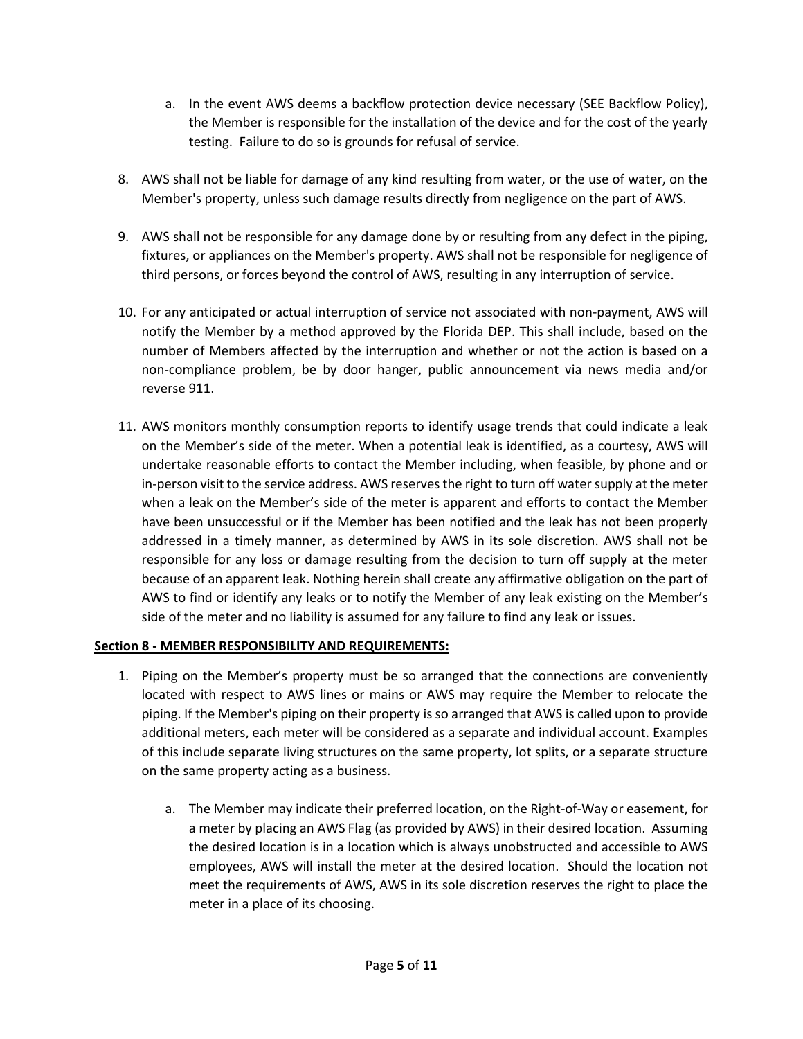a. In the event AWS deems a backflow protection device necessary (SEE Backflow Policy), the Member is responsible for the installation of the device and for the cost of the yearly testing. Failure to do so is grounds for refusal of service.

8. AWS shall not be liable for damage of any kind resulting from water, or the use of water, on the Member's property, unless such damage results directly from negligence on the part of AWS.

9. AWS shall not be responsible for any damage done by or resulting from any defect in the piping, fixtures, or appliances on the Member's property. AWS shall not be responsible for negligence of third persons, or forces beyond the control of AWS, resulting in any interruption of service.

10. For any anticipated or actual interruption of service not associated with non-payment, AWS will notify the Member by a method approved by the Florida DEP. This shall include, based on the number of Members affected by the interruption and whether or not the action is based on a non-compliance problem, be by door hanger, public announcement via news media and/or reverse 911.

11. AWS monitors monthly consumption reports to identify usage trends that could indicate a leak on the Member's side of the meter. When a potential leak is identified, as a courtesy, AWS will undertake reasonable efforts to contact the Member including, when feasible, by phone and or in-person visit to the service address. AWS reserves the right to turn off water supply at the meter when a leak on the Member's side of the meter is apparent and efforts to contact the Member have been unsuccessful or if the Member has been notified and the leak has not been properly addressed in a timely manner, as determined by AWS in its sole discretion. AWS shall not be responsible for any loss or damage resulting from the decision to turn off supply at the meter because of an apparent leak. Nothing herein shall create any affirmative obligation on the part of AWS to find or identify any leaks or to notify the Member of any leak existing on the Member's side of the meter and no liability is assumed for any failure to find any leak or issues.

**Section 8 - MEMBER RESPONSIBILITY AND REQUIREMENTS:**

1. Piping on the Member's property must be so arranged that the connections are conveniently located with respect to AWS lines or mains or AWS may require the Member to relocate the piping. If the Member's piping on their property is so arranged that AWS is called upon to provide additional meters, each meter will be considered as a separate and individual account. Examples of this include separate living structures on the same property, lot splits, or a separate structure on the same property acting as a business.

   a. The Member may indicate their preferred location, on the Right-of-Way or easement, for a meter by placing an AWS Flag (as provided by AWS) in their desired location. Assuming the desired location is in a location which is always unobstructed and accessible to AWS employees, AWS will install the meter at the desired location. Should the location not meet the requirements of AWS, AWS in its sole discretion reserves the right to place the meter in a place of its choosing.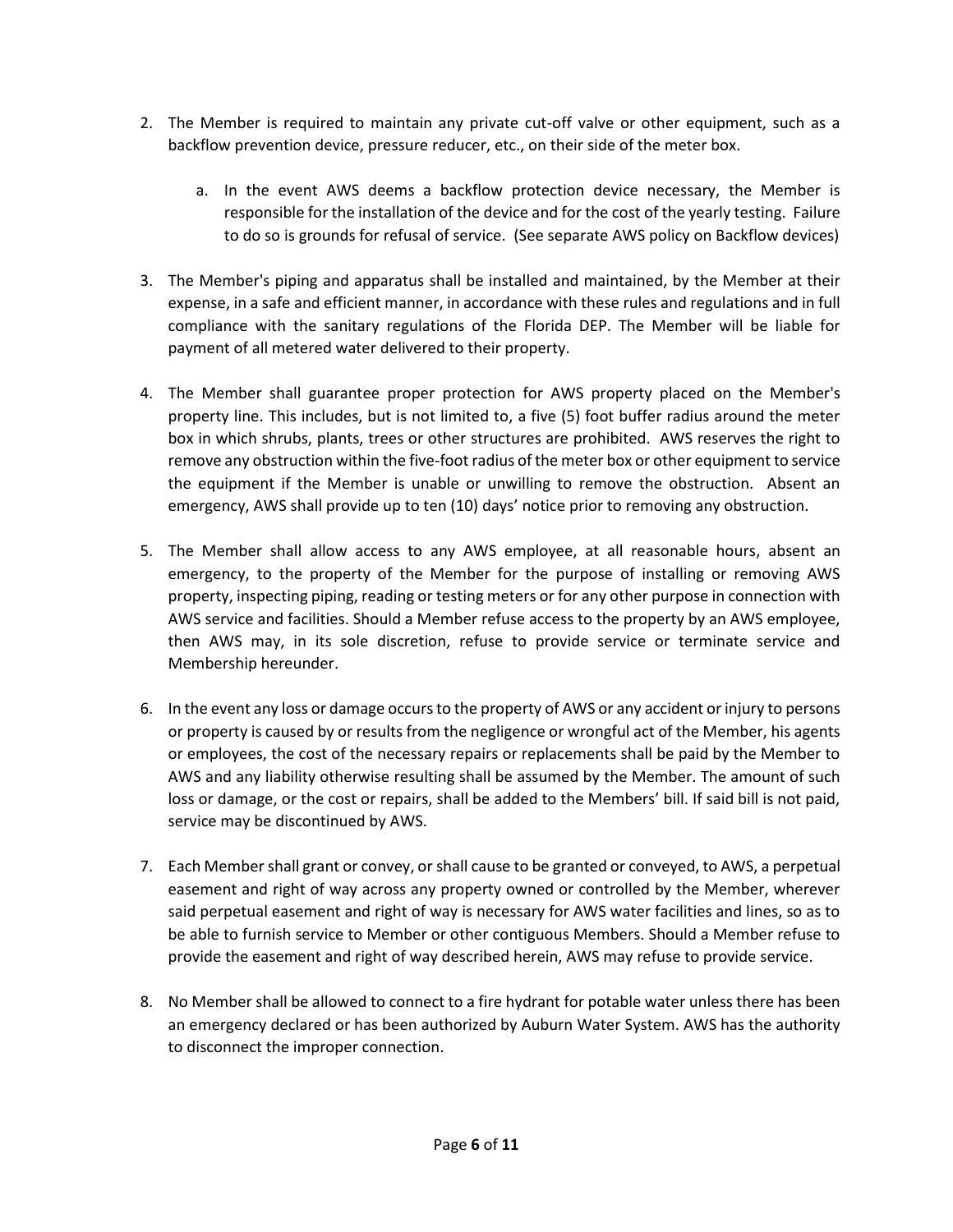2. The Member is required to maintain any private cut-off valve or other equipment, such as a backflow prevention device, pressure reducer, etc., on their side of the meter box.

    a. In the event AWS deems a backflow protection device necessary, the Member is responsible for the installation of the device and for the cost of the yearly testing. Failure to do so is grounds for refusal of service. (See separate AWS policy on Backflow devices)

3. The Member's piping and apparatus shall be installed and maintained, by the Member at their expense, in a safe and efficient manner, in accordance with these rules and regulations and in full compliance with the sanitary regulations of the Florida DEP. The Member will be liable for payment of all metered water delivered to their property.

4. The Member shall guarantee proper protection for AWS property placed on the Member's property line. This includes, but is not limited to, a five (5) foot buffer radius around the meter box in which shrubs, plants, trees or other structures are prohibited. AWS reserves the right to remove any obstruction within the five-foot radius of the meter box or other equipment to service the equipment if the Member is unable or unwilling to remove the obstruction. Absent an emergency, AWS shall provide up to ten (10) days' notice prior to removing any obstruction.

5. The Member shall allow access to any AWS employee, at all reasonable hours, absent an emergency, to the property of the Member for the purpose of installing or removing AWS property, inspecting piping, reading or testing meters or for any other purpose in connection with AWS service and facilities. Should a Member refuse access to the property by an AWS employee, then AWS may, in its sole discretion, refuse to provide service or terminate service and Membership hereunder.

6. In the event any loss or damage occurs to the property of AWS or any accident or injury to persons or property is caused by or results from the negligence or wrongful act of the Member, his agents or employees, the cost of the necessary repairs or replacements shall be paid by the Member to AWS and any liability otherwise resulting shall be assumed by the Member. The amount of such loss or damage, or the cost or repairs, shall be added to the Members' bill. If said bill is not paid, service may be discontinued by AWS.

7. Each Member shall grant or convey, or shall cause to be granted or conveyed, to AWS, a perpetual easement and right of way across any property owned or controlled by the Member, wherever said perpetual easement and right of way is necessary for AWS water facilities and lines, so as to be able to furnish service to Member or other contiguous Members. Should a Member refuse to provide the easement and right of way described herein, AWS may refuse to provide service.

8. No Member shall be allowed to connect to a fire hydrant for potable water unless there has been an emergency declared or has been authorized by Auburn Water System. AWS has the authority to disconnect the improper connection.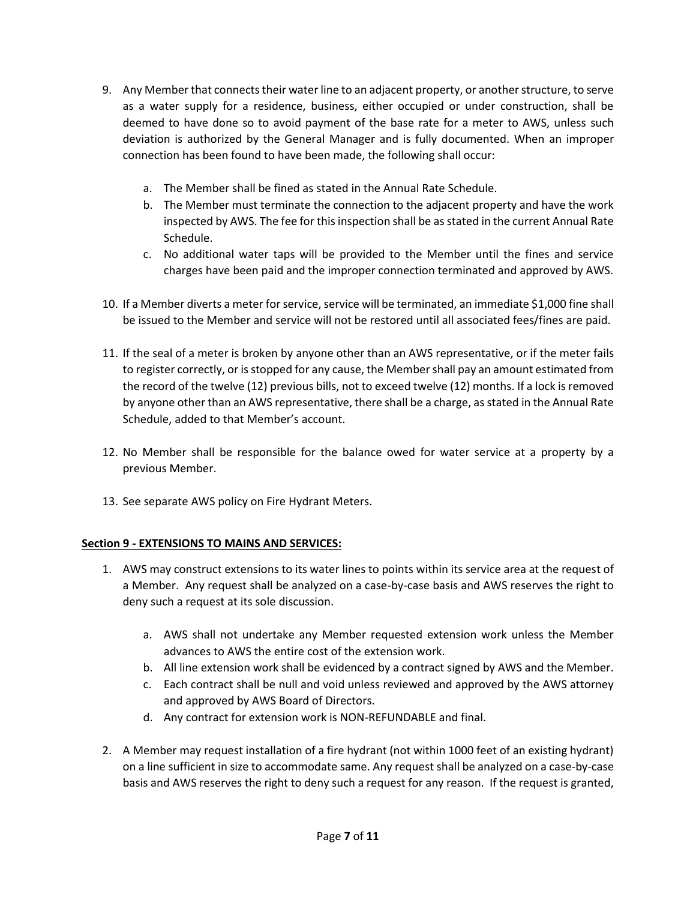9. Any Member that connects their water line to an adjacent property, or another structure, to serve as a water supply for a residence, business, either occupied or under construction, shall be deemed to have done so to avoid payment of the base rate for a meter to AWS, unless such deviation is authorized by the General Manager and is fully documented. When an improper connection has been found to have been made, the following shall occur:

    a. The Member shall be fined as stated in the Annual Rate Schedule.
    b. The Member must terminate the connection to the adjacent property and have the work inspected by AWS. The fee for this inspection shall be as stated in the current Annual Rate Schedule.
    c. No additional water taps will be provided to the Member until the fines and service charges have been paid and the improper connection terminated and approved by AWS.

10. If a Member diverts a meter for service, service will be terminated, an immediate $1,000 fine shall be issued to the Member and service will not be restored until all associated fees/fines are paid.

11. If the seal of a meter is broken by anyone other than an AWS representative, or if the meter fails to register correctly, or is stopped for any cause, the Member shall pay an amount estimated from the record of the twelve (12) previous bills, not to exceed twelve (12) months. If a lock is removed by anyone other than an AWS representative, there shall be a charge, as stated in the Annual Rate Schedule, added to that Member's account.

12. No Member shall be responsible for the balance owed for water service at a property by a previous Member.

13. See separate AWS policy on Fire Hydrant Meters.

**Section 9 - EXTENSIONS TO MAINS AND SERVICES:**

1. AWS may construct extensions to its water lines to points within its service area at the request of a Member. Any request shall be analyzed on a case-by-case basis and AWS reserves the right to deny such a request at its sole discussion.

    a. AWS shall not undertake any Member requested extension work unless the Member advances to AWS the entire cost of the extension work.
    b. All line extension work shall be evidenced by a contract signed by AWS and the Member.
    c. Each contract shall be null and void unless reviewed and approved by the AWS attorney and approved by AWS Board of Directors.
    d. Any contract for extension work is NON-REFUNDABLE and final.

2. A Member may request installation of a fire hydrant (not within 1000 feet of an existing hydrant) on a line sufficient in size to accommodate same. Any request shall be analyzed on a case-by-case basis and AWS reserves the right to deny such a request for any reason. If the request is granted,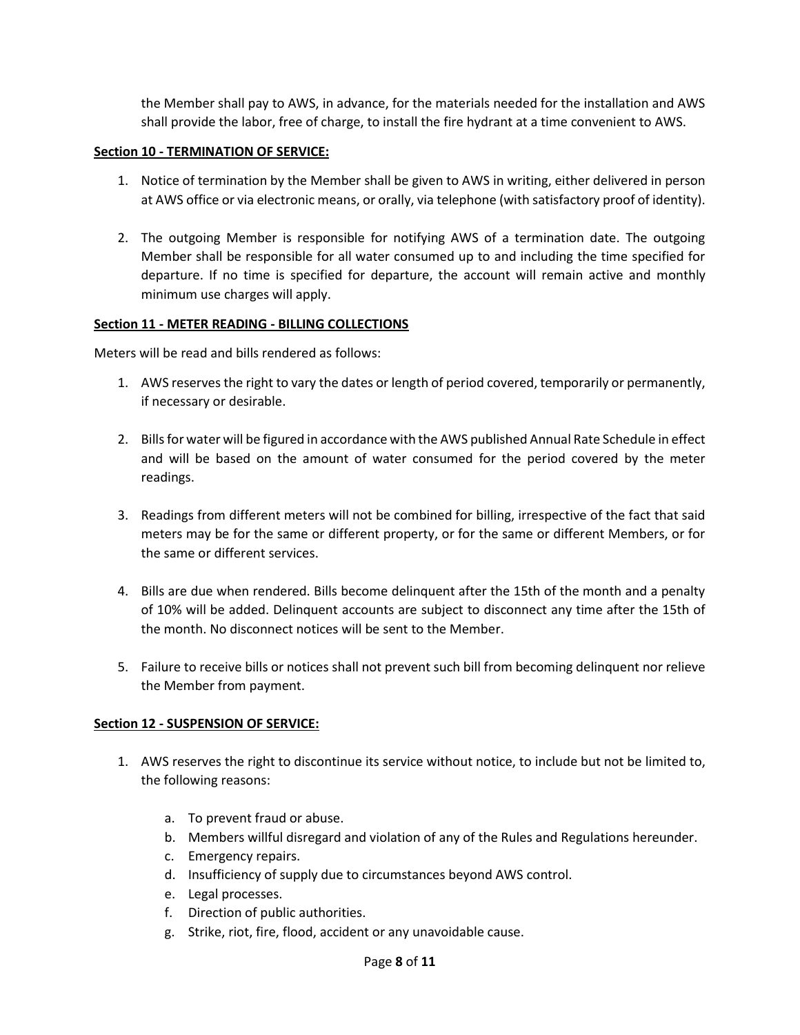the Member shall pay to AWS, in advance, for the materials needed for the installation and AWS shall provide the labor, free of charge, to install the fire hydrant at a time convenient to AWS.

**Section 10 - TERMINATION OF SERVICE:**

1. Notice of termination by the Member shall be given to AWS in writing, either delivered in person at AWS office or via electronic means, or orally, via telephone (with satisfactory proof of identity).

2. The outgoing Member is responsible for notifying AWS of a termination date. The outgoing Member shall be responsible for all water consumed up to and including the time specified for departure. If no time is specified for departure, the account will remain active and monthly minimum use charges will apply.

**Section 11 - METER READING - BILLING COLLECTIONS**

Meters will be read and bills rendered as follows:

1. AWS reserves the right to vary the dates or length of period covered, temporarily or permanently, if necessary or desirable.

2. Bills for water will be figured in accordance with the AWS published Annual Rate Schedule in effect and will be based on the amount of water consumed for the period covered by the meter readings.

3. Readings from different meters will not be combined for billing, irrespective of the fact that said meters may be for the same or different property, or for the same or different Members, or for the same or different services.

4. Bills are due when rendered. Bills become delinquent after the 15th of the month and a penalty of 10% will be added. Delinquent accounts are subject to disconnect any time after the 15th of the month. No disconnect notices will be sent to the Member.

5. Failure to receive bills or notices shall not prevent such bill from becoming delinquent nor relieve the Member from payment.

**Section 12 - SUSPENSION OF SERVICE:**

1. AWS reserves the right to discontinue its service without notice, to include but not be limited to, the following reasons:

   a. To prevent fraud or abuse.
   b. Members willful disregard and violation of any of the Rules and Regulations hereunder.
   c. Emergency repairs.
   d. Insufficiency of supply due to circumstances beyond AWS control.
   e. Legal processes.
   f. Direction of public authorities.
   g. Strike, riot, fire, flood, accident or any unavoidable cause.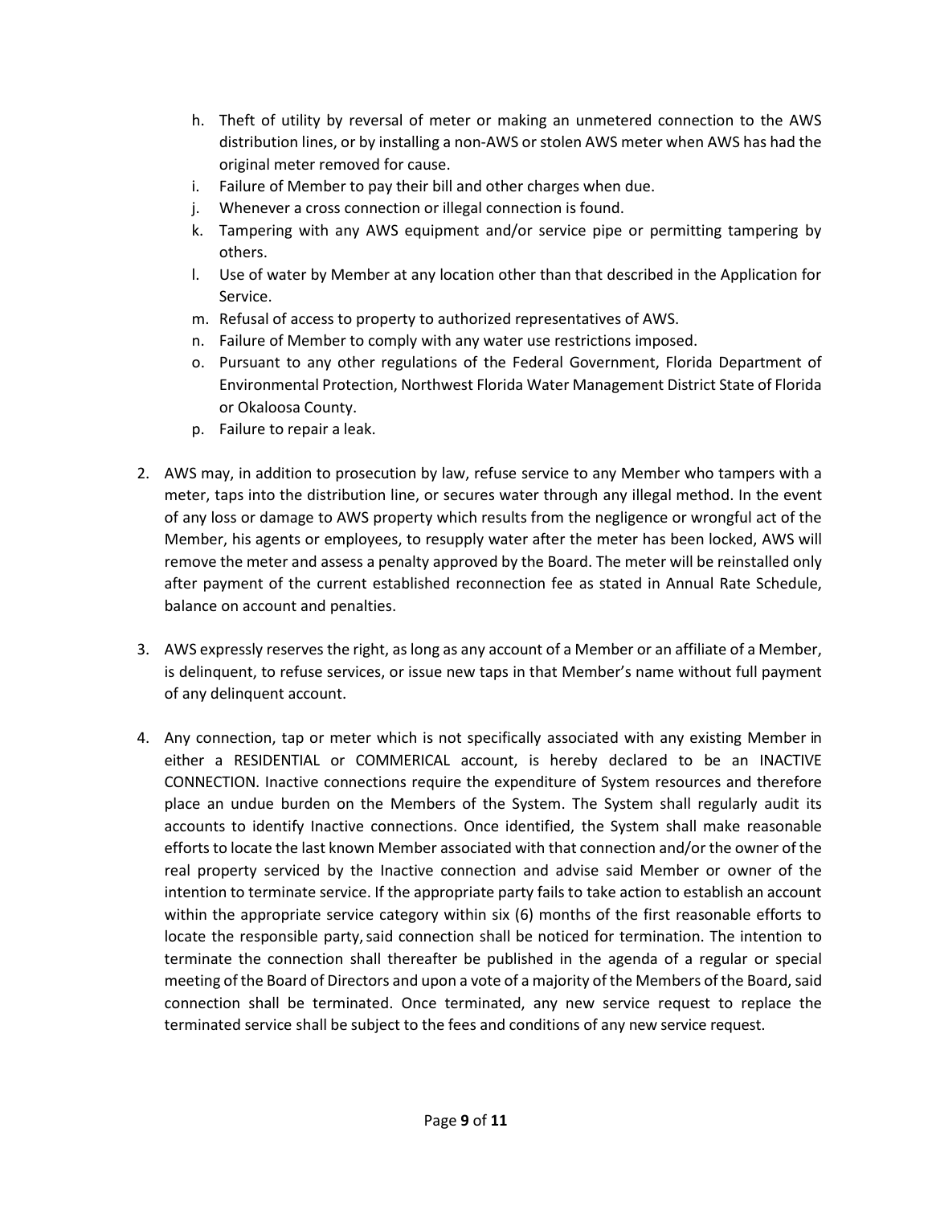h. Theft of utility by reversal of meter or making an unmetered connection to the AWS distribution lines, or by installing a non-AWS or stolen AWS meter when AWS has had the original meter removed for cause.
i. Failure of Member to pay their bill and other charges when due.
j. Whenever a cross connection or illegal connection is found.
k. Tampering with any AWS equipment and/or service pipe or permitting tampering by others.
l. Use of water by Member at any location other than that described in the Application for Service.
m. Refusal of access to property to authorized representatives of AWS.
n. Failure of Member to comply with any water use restrictions imposed.
o. Pursuant to any other regulations of the Federal Government, Florida Department of Environmental Protection, Northwest Florida Water Management District State of Florida or Okaloosa County.
p. Failure to repair a leak.

2. AWS may, in addition to prosecution by law, refuse service to any Member who tampers with a meter, taps into the distribution line, or secures water through any illegal method. In the event of any loss or damage to AWS property which results from the negligence or wrongful act of the Member, his agents or employees, to resupply water after the meter has been locked, AWS will remove the meter and assess a penalty approved by the Board. The meter will be reinstalled only after payment of the current established reconnection fee as stated in Annual Rate Schedule, balance on account and penalties.

3. AWS expressly reserves the right, as long as any account of a Member or an affiliate of a Member, is delinquent, to refuse services, or issue new taps in that Member's name without full payment of any delinquent account.

4. Any connection, tap or meter which is not specifically associated with any existing Member in either a RESIDENTIAL or COMMERICAL account, is hereby declared to be an INACTIVE CONNECTION. Inactive connections require the expenditure of System resources and therefore place an undue burden on the Members of the System. The System shall regularly audit its accounts to identify Inactive connections. Once identified, the System shall make reasonable efforts to locate the last known Member associated with that connection and/or the owner of the real property serviced by the Inactive connection and advise said Member or owner of the intention to terminate service. If the appropriate party fails to take action to establish an account within the appropriate service category within six (6) months of the first reasonable efforts to locate the responsible party, said connection shall be noticed for termination. The intention to terminate the connection shall thereafter be published in the agenda of a regular or special meeting of the Board of Directors and upon a vote of a majority of the Members of the Board, said connection shall be terminated. Once terminated, any new service request to replace the terminated service shall be subject to the fees and conditions of any new service request.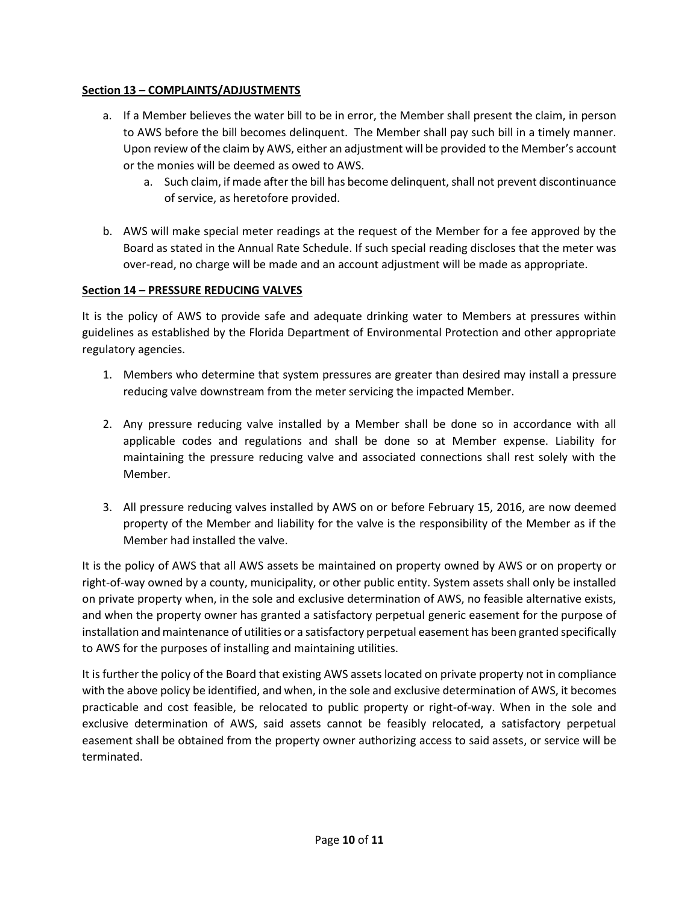**Section 13 – COMPLAINTS/ADJUSTMENTS**

a. If a Member believes the water bill to be in error, the Member shall present the claim, in person to AWS before the bill becomes delinquent. The Member shall pay such bill in a timely manner. Upon review of the claim by AWS, either an adjustment will be provided to the Member's account or the monies will be deemed as owed to AWS.

    a. Such claim, if made after the bill has become delinquent, shall not prevent discontinuance of service, as heretofore provided.

b. AWS will make special meter readings at the request of the Member for a fee approved by the Board as stated in the Annual Rate Schedule. If such special reading discloses that the meter was over-read, no charge will be made and an account adjustment will be made as appropriate.

**Section 14 – PRESSURE REDUCING VALVES**

It is the policy of AWS to provide safe and adequate drinking water to Members at pressures within guidelines as established by the Florida Department of Environmental Protection and other appropriate regulatory agencies.

1. Members who determine that system pressures are greater than desired may install a pressure reducing valve downstream from the meter servicing the impacted Member.

2. Any pressure reducing valve installed by a Member shall be done so in accordance with all applicable codes and regulations and shall be done so at Member expense. Liability for maintaining the pressure reducing valve and associated connections shall rest solely with the Member.

3. All pressure reducing valves installed by AWS on or before February 15, 2016, are now deemed property of the Member and liability for the valve is the responsibility of the Member as if the Member had installed the valve.

It is the policy of AWS that all AWS assets be maintained on property owned by AWS or on property or right-of-way owned by a county, municipality, or other public entity. System assets shall only be installed on private property when, in the sole and exclusive determination of AWS, no feasible alternative exists, and when the property owner has granted a satisfactory perpetual generic easement for the purpose of installation and maintenance of utilities or a satisfactory perpetual easement has been granted specifically to AWS for the purposes of installing and maintaining utilities.

It is further the policy of the Board that existing AWS assets located on private property not in compliance with the above policy be identified, and when, in the sole and exclusive determination of AWS, it becomes practicable and cost feasible, be relocated to public property or right-of-way. When in the sole and exclusive determination of AWS, said assets cannot be feasibly relocated, a satisfactory perpetual easement shall be obtained from the property owner authorizing access to said assets, or service will be terminated.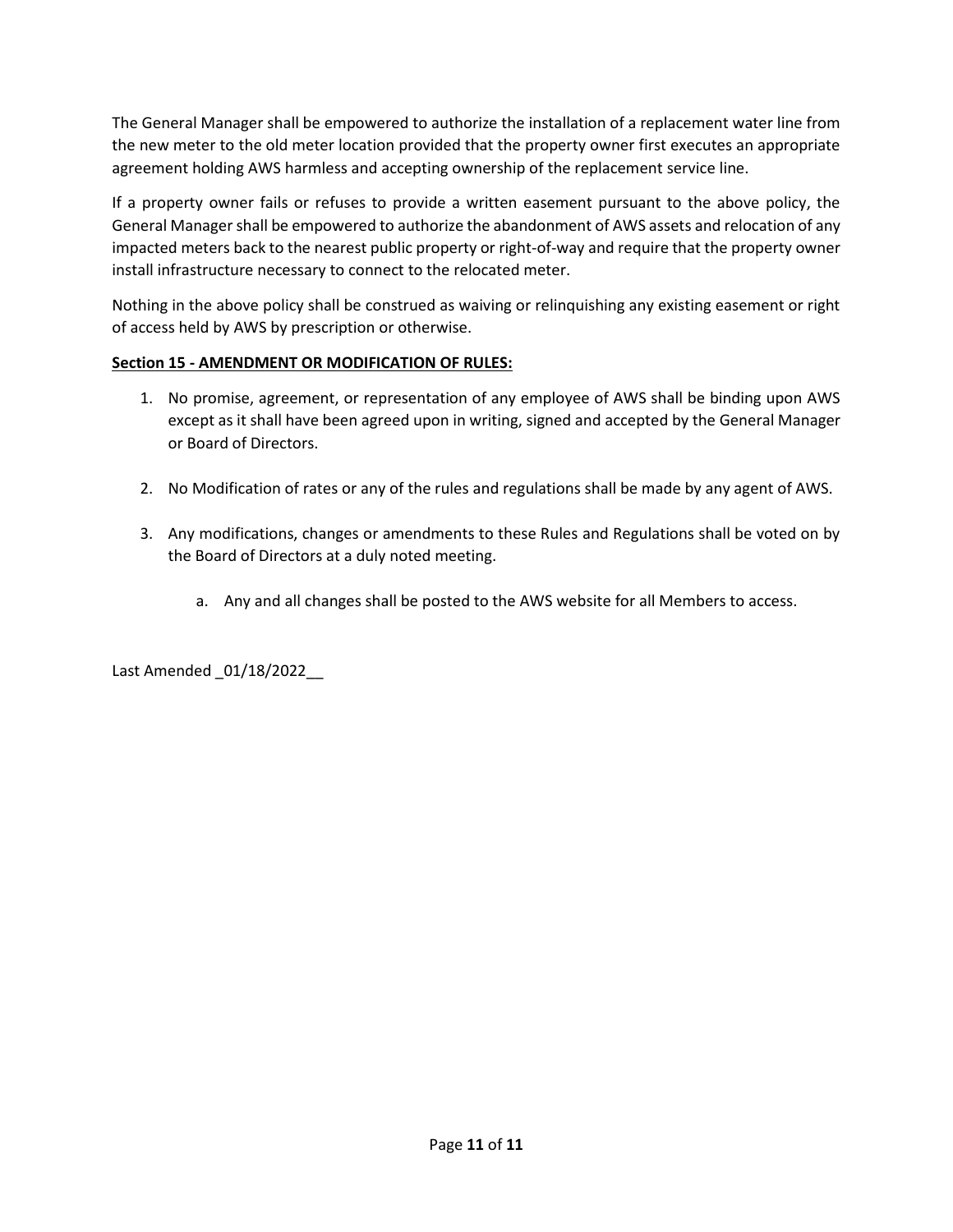The General Manager shall be empowered to authorize the installation of a replacement water line from the new meter to the old meter location provided that the property owner first executes an appropriate agreement holding AWS harmless and accepting ownership of the replacement service line.

If a property owner fails or refuses to provide a written easement pursuant to the above policy, the General Manager shall be empowered to authorize the abandonment of AWS assets and relocation of any impacted meters back to the nearest public property or right-of-way and require that the property owner install infrastructure necessary to connect to the relocated meter.

Nothing in the above policy shall be construed as waiving or relinquishing any existing easement or right of access held by AWS by prescription or otherwise.

**Section 15 - AMENDMENT OR MODIFICATION OF RULES:**

1. No promise, agreement, or representation of any employee of AWS shall be binding upon AWS except as it shall have been agreed upon in writing, signed and accepted by the General Manager or Board of Directors.

2. No Modification of rates or any of the rules and regulations shall be made by any agent of AWS.

3. Any modifications, changes or amendments to these Rules and Regulations shall be voted on by the Board of Directors at a duly noted meeting.

    a. Any and all changes shall be posted to the AWS website for all Members to access.

Last Amended _01/18/2022__